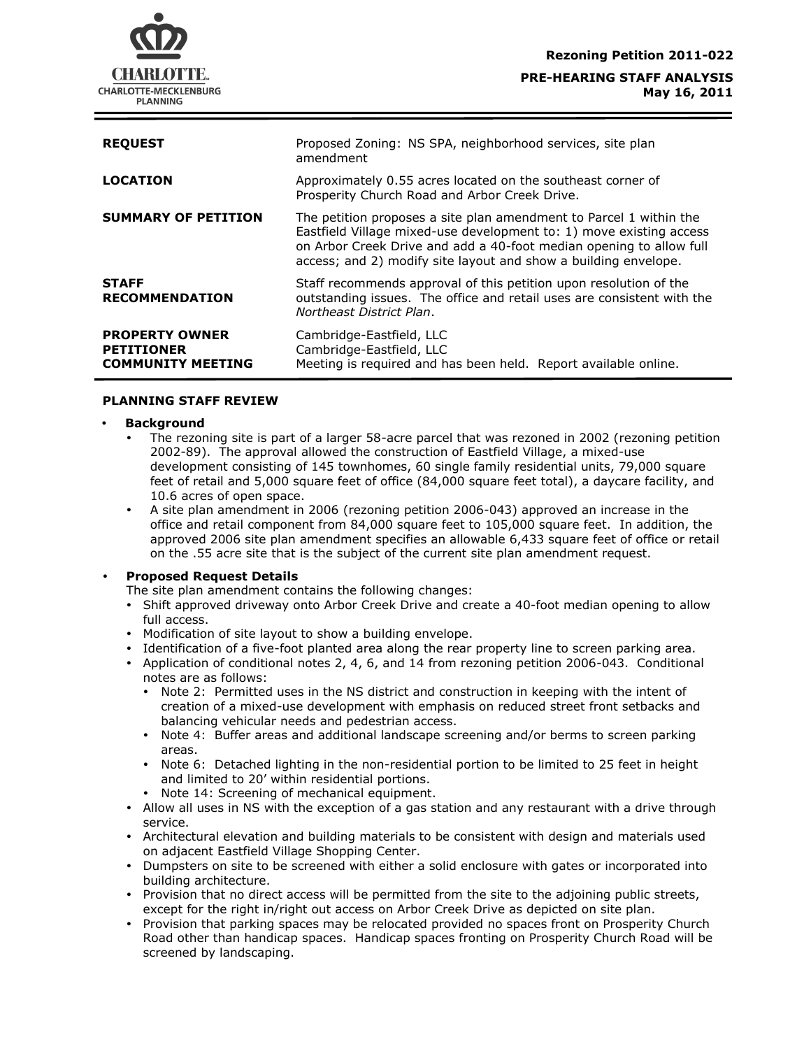CHARLOTTE.
CHARLOTTE-MECKLENBURG PLANNING

**Rezoning Petition 2011-022**

**PRE-HEARING STAFF ANALYSIS**
**May 16, 2011**

| | |
|---|---|
| **REQUEST** | Proposed Zoning: NS SPA, neighborhood services, site plan amendment |
| **LOCATION** | Approximately 0.55 acres located on the southeast corner of Prosperity Church Road and Arbor Creek Drive. |
| **SUMMARY OF PETITION** | The petition proposes a site plan amendment to Parcel 1 within the Eastfield Village mixed-use development to: 1) move existing access on Arbor Creek Drive and add a 40-foot median opening to allow full access; and 2) modify site layout and show a building envelope. |
| **STAFF RECOMMENDATION** | Staff recommends approval of this petition upon resolution of the outstanding issues. The office and retail uses are consistent with the *Northeast District Plan*. |
| **PROPERTY OWNER** | Cambridge-Eastfield, LLC |
| **PETITIONER** | Cambridge-Eastfield, LLC |
| **COMMUNITY MEETING** | Meeting is required and has been held. Report available online. |

**PLANNING STAFF REVIEW**

- **Background**
  - The rezoning site is part of a larger 58-acre parcel that was rezoned in 2002 (rezoning petition 2002-89). The approval allowed the construction of Eastfield Village, a mixed-use development consisting of 145 townhomes, 60 single family residential units, 79,000 square feet of retail and 5,000 square feet of office (84,000 square feet total), a daycare facility, and 10.6 acres of open space.
  - A site plan amendment in 2006 (rezoning petition 2006-043) approved an increase in the office and retail component from 84,000 square feet to 105,000 square feet. In addition, the approved 2006 site plan amendment specifies an allowable 6,433 square feet of office or retail on the .55 acre site that is the subject of the current site plan amendment request.

- **Proposed Request Details**

  The site plan amendment contains the following changes:
  - Shift approved driveway onto Arbor Creek Drive and create a 40-foot median opening to allow full access.
  - Modification of site layout to show a building envelope.
  - Identification of a five-foot planted area along the rear property line to screen parking area.
  - Application of conditional notes 2, 4, 6, and 14 from rezoning petition 2006-043. Conditional notes are as follows:
    - Note 2: Permitted uses in the NS district and construction in keeping with the intent of creation of a mixed-use development with emphasis on reduced street front setbacks and balancing vehicular needs and pedestrian access.
    - Note 4: Buffer areas and additional landscape screening and/or berms to screen parking areas.
    - Note 6: Detached lighting in the non-residential portion to be limited to 25 feet in height and limited to 20' within residential portions.
    - Note 14: Screening of mechanical equipment.
  - Allow all uses in NS with the exception of a gas station and any restaurant with a drive through service.
  - Architectural elevation and building materials to be consistent with design and materials used on adjacent Eastfield Village Shopping Center.
  - Dumpsters on site to be screened with either a solid enclosure with gates or incorporated into building architecture.
  - Provision that no direct access will be permitted from the site to the adjoining public streets, except for the right in/right out access on Arbor Creek Drive as depicted on site plan.
  - Provision that parking spaces may be relocated provided no spaces front on Prosperity Church Road other than handicap spaces. Handicap spaces fronting on Prosperity Church Road will be screened by landscaping.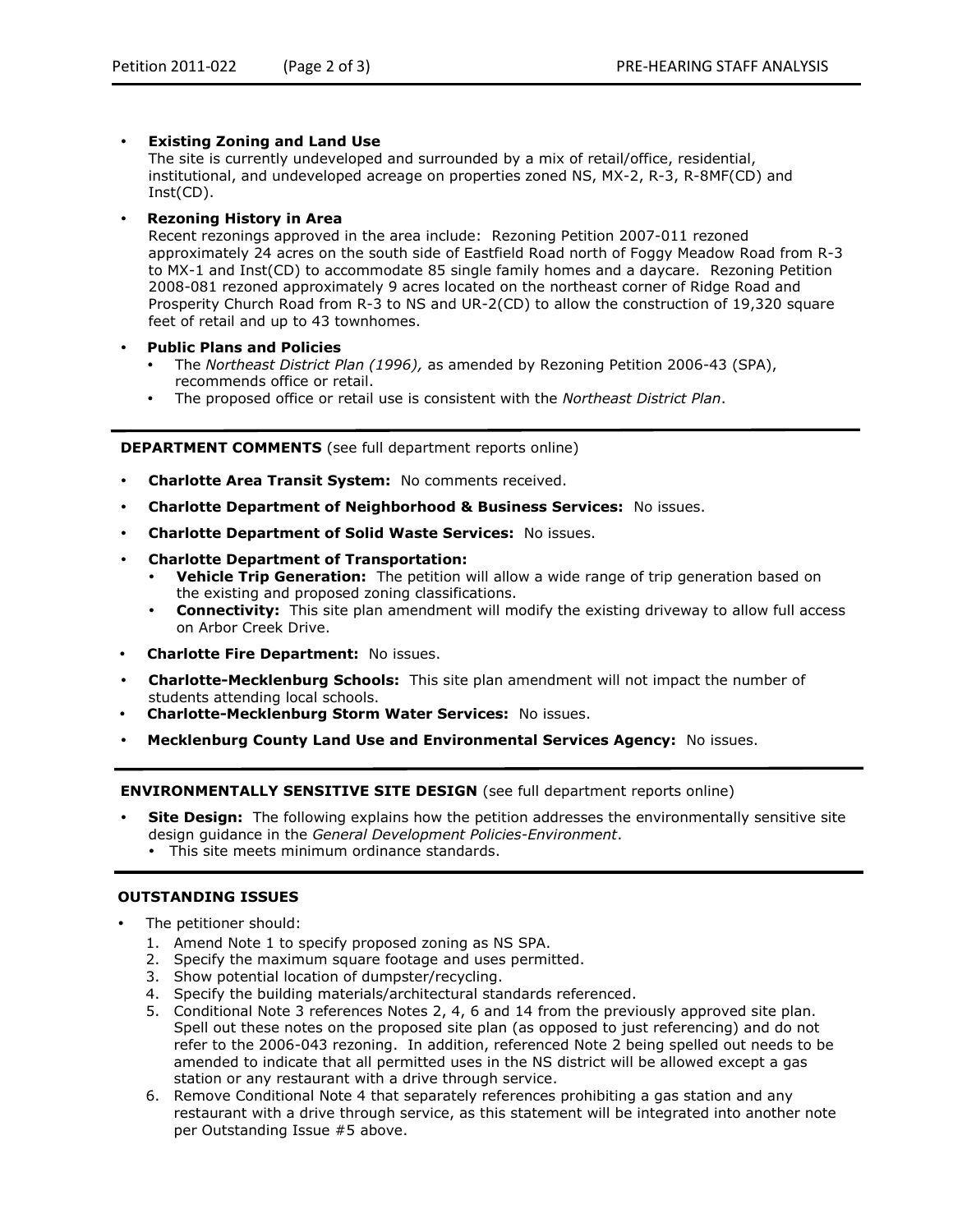- **Existing Zoning and Land Use**
  The site is currently undeveloped and surrounded by a mix of retail/office, residential, institutional, and undeveloped acreage on properties zoned NS, MX-2, R-3, R-8MF(CD) and Inst(CD).

- **Rezoning History in Area**
  Recent rezonings approved in the area include: Rezoning Petition 2007-011 rezoned approximately 24 acres on the south side of Eastfield Road north of Foggy Meadow Road from R-3 to MX-1 and Inst(CD) to accommodate 85 single family homes and a daycare. Rezoning Petition 2008-081 rezoned approximately 9 acres located on the northeast corner of Ridge Road and Prosperity Church Road from R-3 to NS and UR-2(CD) to allow the construction of 19,320 square feet of retail and up to 43 townhomes.

- **Public Plans and Policies**
  - The *Northeast District Plan (1996),* as amended by Rezoning Petition 2006-43 (SPA), recommends office or retail.
  - The proposed office or retail use is consistent with the *Northeast District Plan*.

---

**DEPARTMENT COMMENTS** (see full department reports online)

- **Charlotte Area Transit System:** No comments received.
- **Charlotte Department of Neighborhood & Business Services:** No issues.
- **Charlotte Department of Solid Waste Services:** No issues.
- **Charlotte Department of Transportation:**
  - **Vehicle Trip Generation:** The petition will allow a wide range of trip generation based on the existing and proposed zoning classifications.
  - **Connectivity:** This site plan amendment will modify the existing driveway to allow full access on Arbor Creek Drive.
- **Charlotte Fire Department:** No issues.
- **Charlotte-Mecklenburg Schools:** This site plan amendment will not impact the number of students attending local schools.
- **Charlotte-Mecklenburg Storm Water Services:** No issues.
- **Mecklenburg County Land Use and Environmental Services Agency:** No issues.

---

**ENVIRONMENTALLY SENSITIVE SITE DESIGN** (see full department reports online)

- **Site Design:** The following explains how the petition addresses the environmentally sensitive site design guidance in the *General Development Policies-Environment*.
  - This site meets minimum ordinance standards.

---

**OUTSTANDING ISSUES**

- The petitioner should:
  1. Amend Note 1 to specify proposed zoning as NS SPA.
  2. Specify the maximum square footage and uses permitted.
  3. Show potential location of dumpster/recycling.
  4. Specify the building materials/architectural standards referenced.
  5. Conditional Note 3 references Notes 2, 4, 6 and 14 from the previously approved site plan. Spell out these notes on the proposed site plan (as opposed to just referencing) and do not refer to the 2006-043 rezoning. In addition, referenced Note 2 being spelled out needs to be amended to indicate that all permitted uses in the NS district will be allowed except a gas station or any restaurant with a drive through service.
  6. Remove Conditional Note 4 that separately references prohibiting a gas station and any restaurant with a drive through service, as this statement will be integrated into another note per Outstanding Issue #5 above.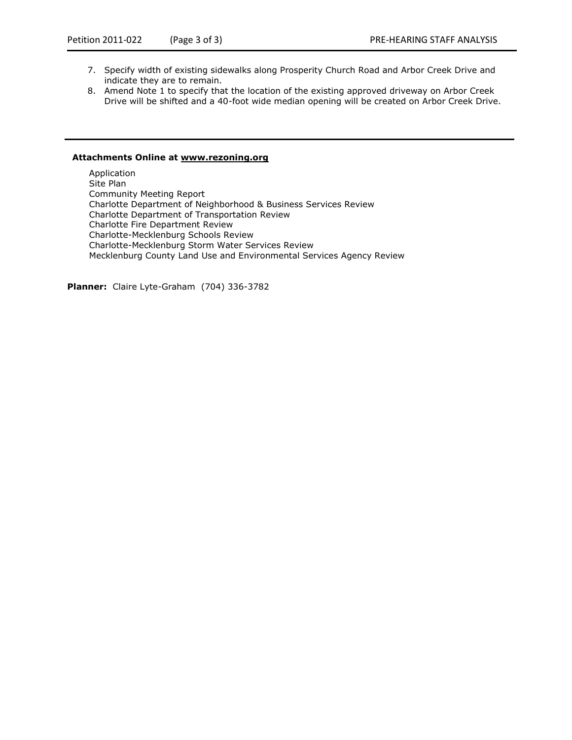7. Specify width of existing sidewalks along Prosperity Church Road and Arbor Creek Drive and indicate they are to remain.
8. Amend Note 1 to specify that the location of the existing approved driveway on Arbor Creek Drive will be shifted and a 40-foot wide median opening will be created on Arbor Creek Drive.

---

**Attachments Online at www.rezoning.org**

Application
Site Plan
Community Meeting Report
Charlotte Department of Neighborhood & Business Services Review
Charlotte Department of Transportation Review
Charlotte Fire Department Review
Charlotte-Mecklenburg Schools Review
Charlotte-Mecklenburg Storm Water Services Review
Mecklenburg County Land Use and Environmental Services Agency Review

**Planner:** Claire Lyte-Graham (704) 336-3782